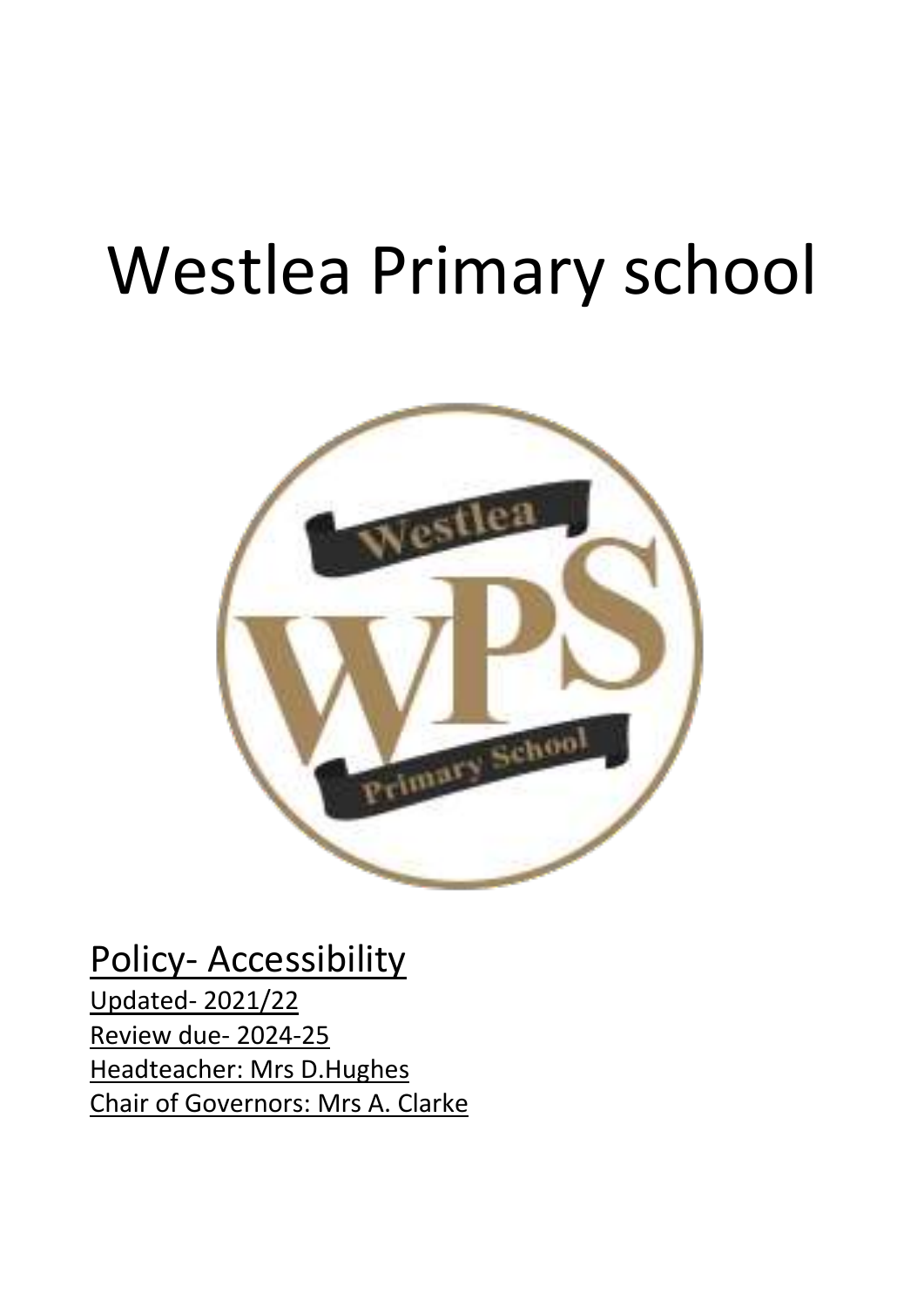# Westlea Primary school

Policy- Accessibility

Updated- 2021/22

Review due- 2024-25

Headteacher: Mrs D.Hughes

Chair of Governors: Mrs A. Clarke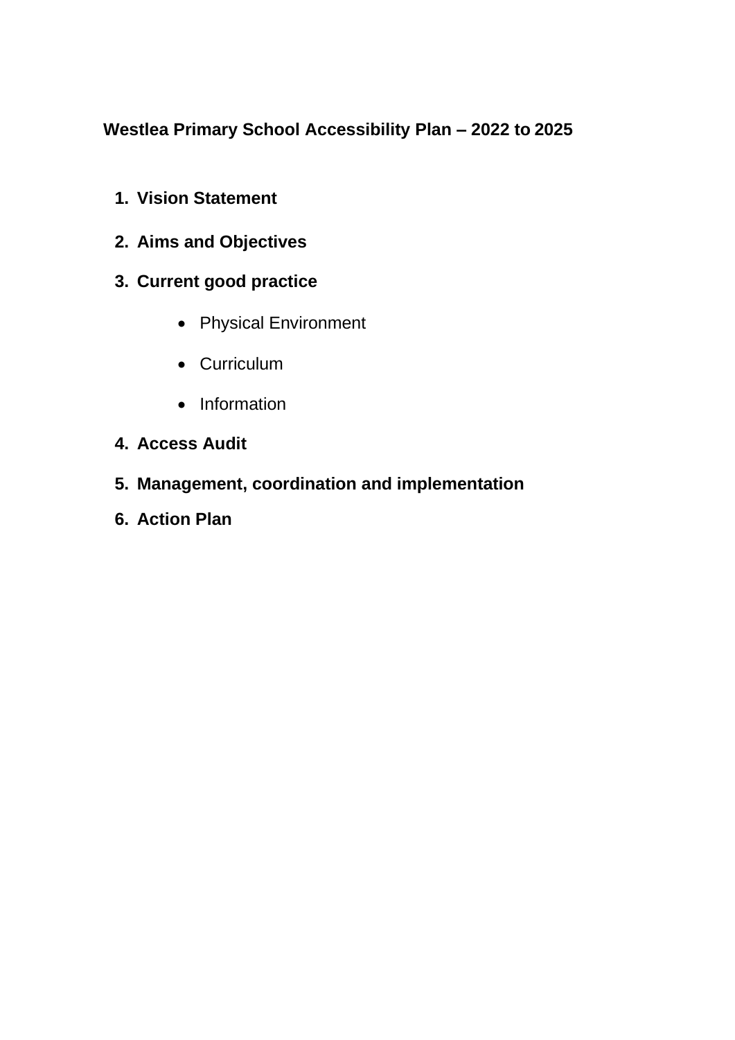# Westlea Primary School Accessibility Plan – 2022 to 2025

1. **Vision Statement**
2. **Aims and Objectives**
3. **Current good practice**
    - Physical Environment
    - Curriculum
    - Information
4. **Access Audit**
5. **Management, coordination and implementation**
6. **Action Plan**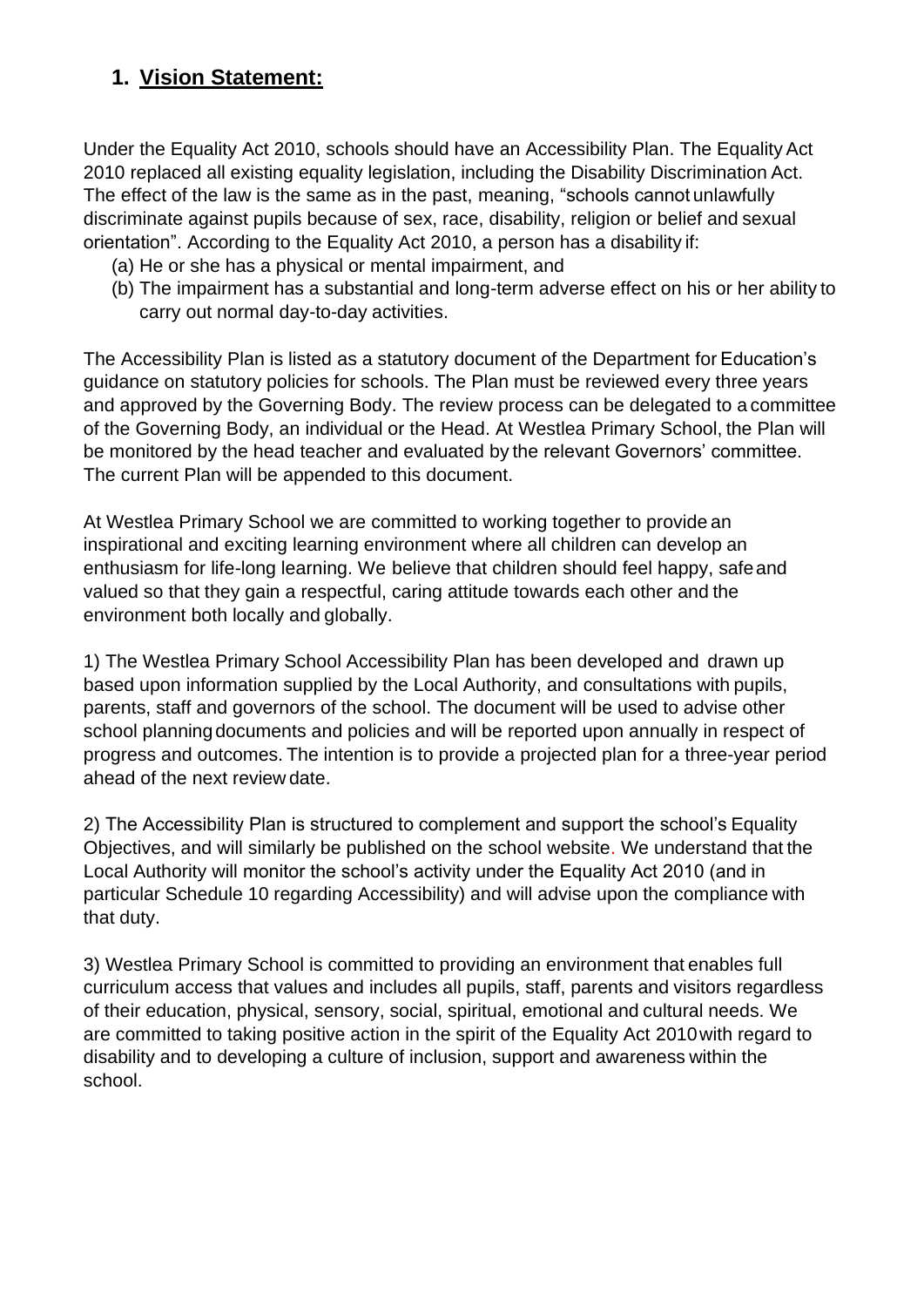## 1. Vision Statement:

Under the Equality Act 2010, schools should have an Accessibility Plan. The Equality Act 2010 replaced all existing equality legislation, including the Disability Discrimination Act. The effect of the law is the same as in the past, meaning, "schools cannot unlawfully discriminate against pupils because of sex, race, disability, religion or belief and sexual orientation". According to the Equality Act 2010, a person has a disability if:

(a) He or she has a physical or mental impairment, and
(b) The impairment has a substantial and long-term adverse effect on his or her ability to carry out normal day-to-day activities.

The Accessibility Plan is listed as a statutory document of the Department for Education's guidance on statutory policies for schools. The Plan must be reviewed every three years and approved by the Governing Body. The review process can be delegated to a committee of the Governing Body, an individual or the Head. At Westlea Primary School, the Plan will be monitored by the head teacher and evaluated by the relevant Governors' committee. The current Plan will be appended to this document.

At Westlea Primary School we are committed to working together to provide an inspirational and exciting learning environment where all children can develop an enthusiasm for life-long learning. We believe that children should feel happy, safe and valued so that they gain a respectful, caring attitude towards each other and the environment both locally and globally.

1) The Westlea Primary School Accessibility Plan has been developed and drawn up based upon information supplied by the Local Authority, and consultations with pupils, parents, staff and governors of the school. The document will be used to advise other school planning documents and policies and will be reported upon annually in respect of progress and outcomes. The intention is to provide a projected plan for a three-year period ahead of the next review date.

2) The Accessibility Plan is structured to complement and support the school's Equality Objectives, and will similarly be published on the school website. We understand that the Local Authority will monitor the school's activity under the Equality Act 2010 (and in particular Schedule 10 regarding Accessibility) and will advise upon the compliance with that duty.

3) Westlea Primary School is committed to providing an environment that enables full curriculum access that values and includes all pupils, staff, parents and visitors regardless of their education, physical, sensory, social, spiritual, emotional and cultural needs. We are committed to taking positive action in the spirit of the Equality Act 2010 with regard to disability and to developing a culture of inclusion, support and awareness within the school.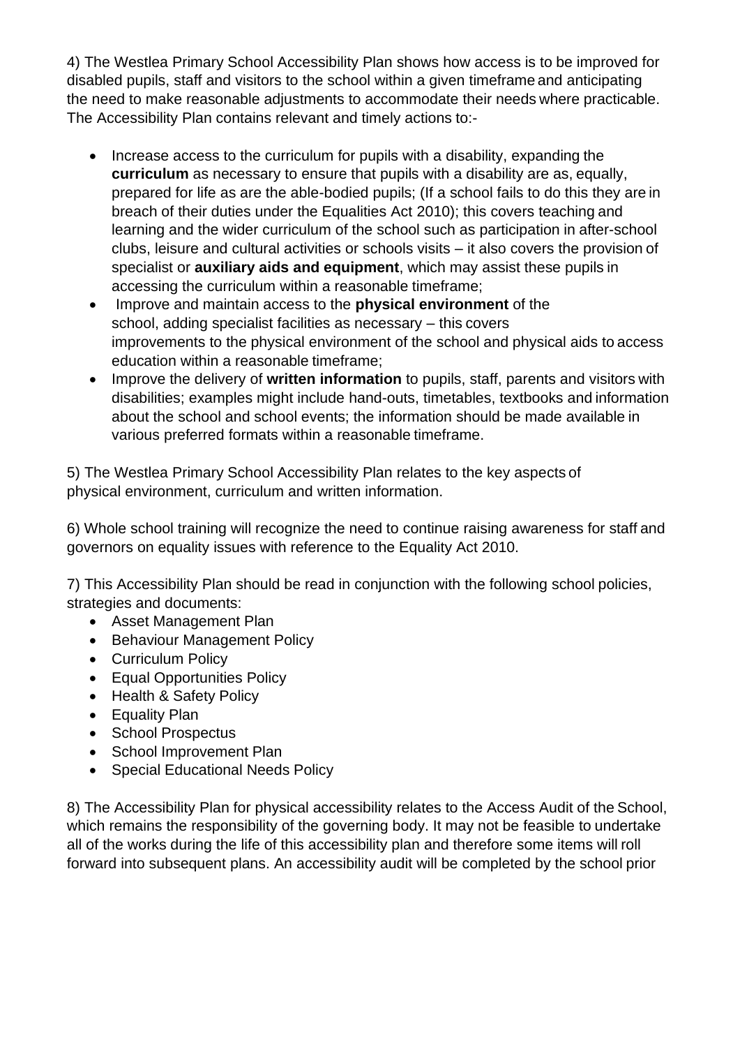4) The Westlea Primary School Accessibility Plan shows how access is to be improved for disabled pupils, staff and visitors to the school within a given timeframe and anticipating the need to make reasonable adjustments to accommodate their needs where practicable. The Accessibility Plan contains relevant and timely actions to:-

- Increase access to the curriculum for pupils with a disability, expanding the **curriculum** as necessary to ensure that pupils with a disability are as, equally, prepared for life as are the able-bodied pupils; (If a school fails to do this they are in breach of their duties under the Equalities Act 2010); this covers teaching and learning and the wider curriculum of the school such as participation in after-school clubs, leisure and cultural activities or schools visits – it also covers the provision of specialist or **auxiliary aids and equipment**, which may assist these pupils in accessing the curriculum within a reasonable timeframe;
- Improve and maintain access to the **physical environment** of the school, adding specialist facilities as necessary – this covers improvements to the physical environment of the school and physical aids to access education within a reasonable timeframe;
- Improve the delivery of **written information** to pupils, staff, parents and visitors with disabilities; examples might include hand-outs, timetables, textbooks and information about the school and school events; the information should be made available in various preferred formats within a reasonable timeframe.

5) The Westlea Primary School Accessibility Plan relates to the key aspects of physical environment, curriculum and written information.

6) Whole school training will recognize the need to continue raising awareness for staff and governors on equality issues with reference to the Equality Act 2010.

7) This Accessibility Plan should be read in conjunction with the following school policies, strategies and documents:

- Asset Management Plan
- Behaviour Management Policy
- Curriculum Policy
- Equal Opportunities Policy
- Health & Safety Policy
- Equality Plan
- School Prospectus
- School Improvement Plan
- Special Educational Needs Policy

8) The Accessibility Plan for physical accessibility relates to the Access Audit of the School, which remains the responsibility of the governing body. It may not be feasible to undertake all of the works during the life of this accessibility plan and therefore some items will roll forward into subsequent plans. An accessibility audit will be completed by the school prior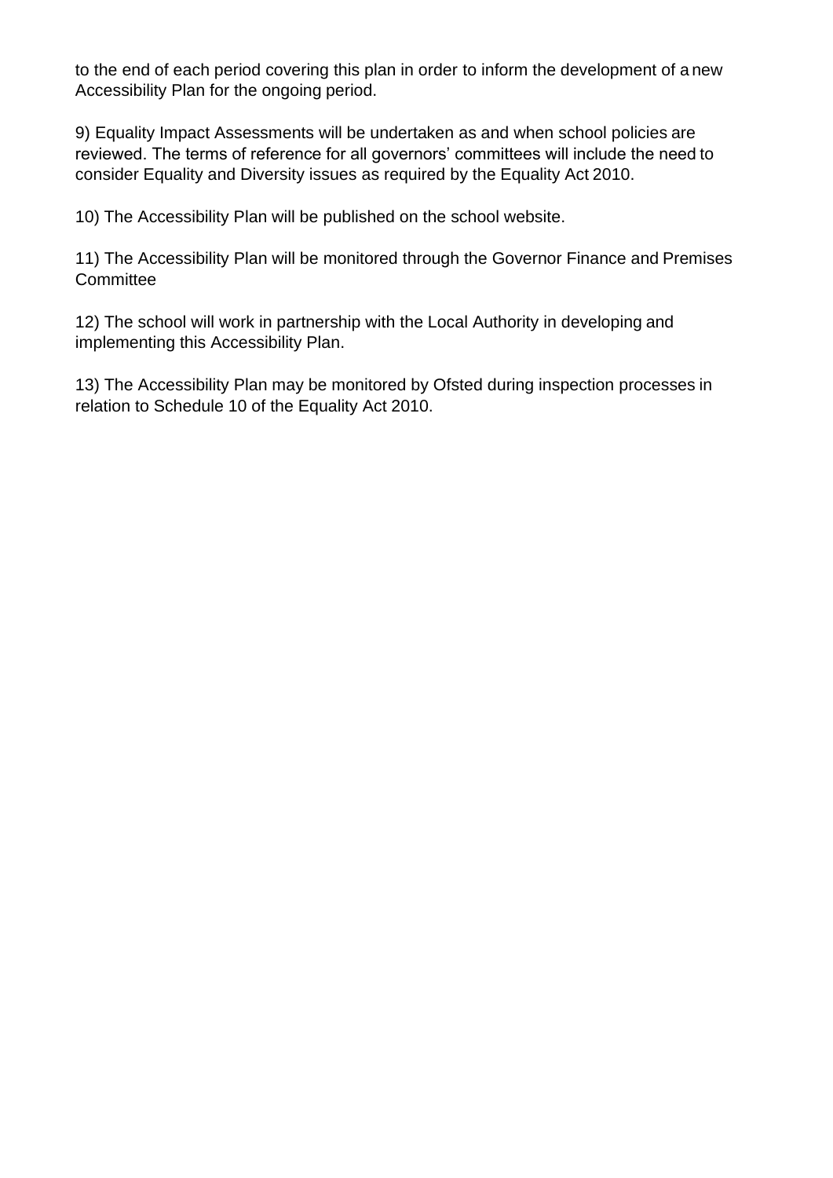to the end of each period covering this plan in order to inform the development of a new Accessibility Plan for the ongoing period.

9) Equality Impact Assessments will be undertaken as and when school policies are reviewed. The terms of reference for all governors' committees will include the need to consider Equality and Diversity issues as required by the Equality Act 2010.

10) The Accessibility Plan will be published on the school website.

11) The Accessibility Plan will be monitored through the Governor Finance and Premises Committee

12) The school will work in partnership with the Local Authority in developing and implementing this Accessibility Plan.

13) The Accessibility Plan may be monitored by Ofsted during inspection processes in relation to Schedule 10 of the Equality Act 2010.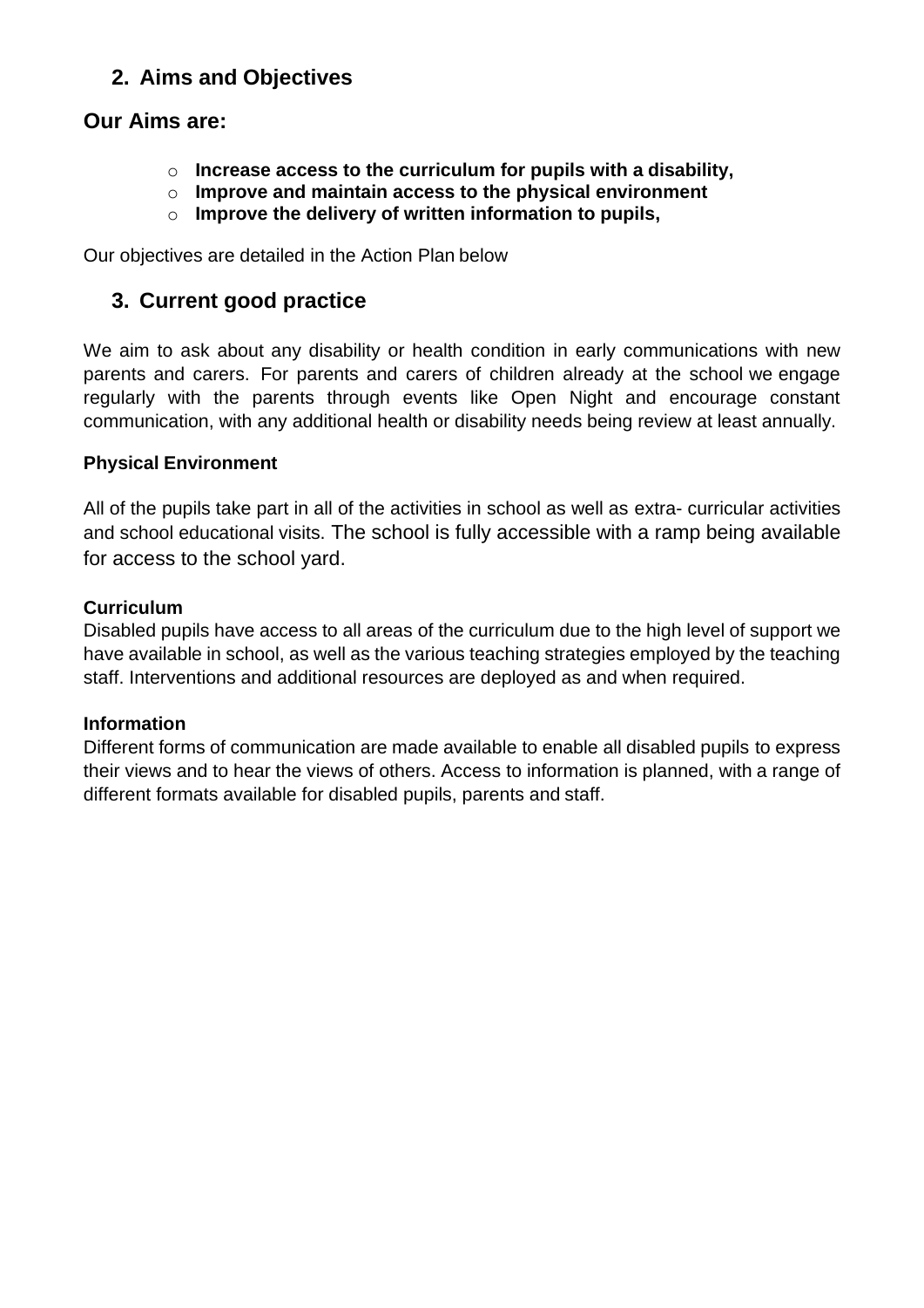## 2. Aims and Objectives

### Our Aims are:

- **Increase access to the curriculum for pupils with a disability,**
- **Improve and maintain access to the physical environment**
- **Improve the delivery of written information to pupils,**

Our objectives are detailed in the Action Plan below

## 3. Current good practice

We aim to ask about any disability or health condition in early communications with new parents and carers. For parents and carers of children already at the school we engage regularly with the parents through events like Open Night and encourage constant communication, with any additional health or disability needs being review at least annually.

**Physical Environment**

All of the pupils take part in all of the activities in school as well as extra- curricular activities and school educational visits. The school is fully accessible with a ramp being available for access to the school yard.

**Curriculum**

Disabled pupils have access to all areas of the curriculum due to the high level of support we have available in school, as well as the various teaching strategies employed by the teaching staff. Interventions and additional resources are deployed as and when required.

**Information**

Different forms of communication are made available to enable all disabled pupils to express their views and to hear the views of others. Access to information is planned, with a range of different formats available for disabled pupils, parents and staff.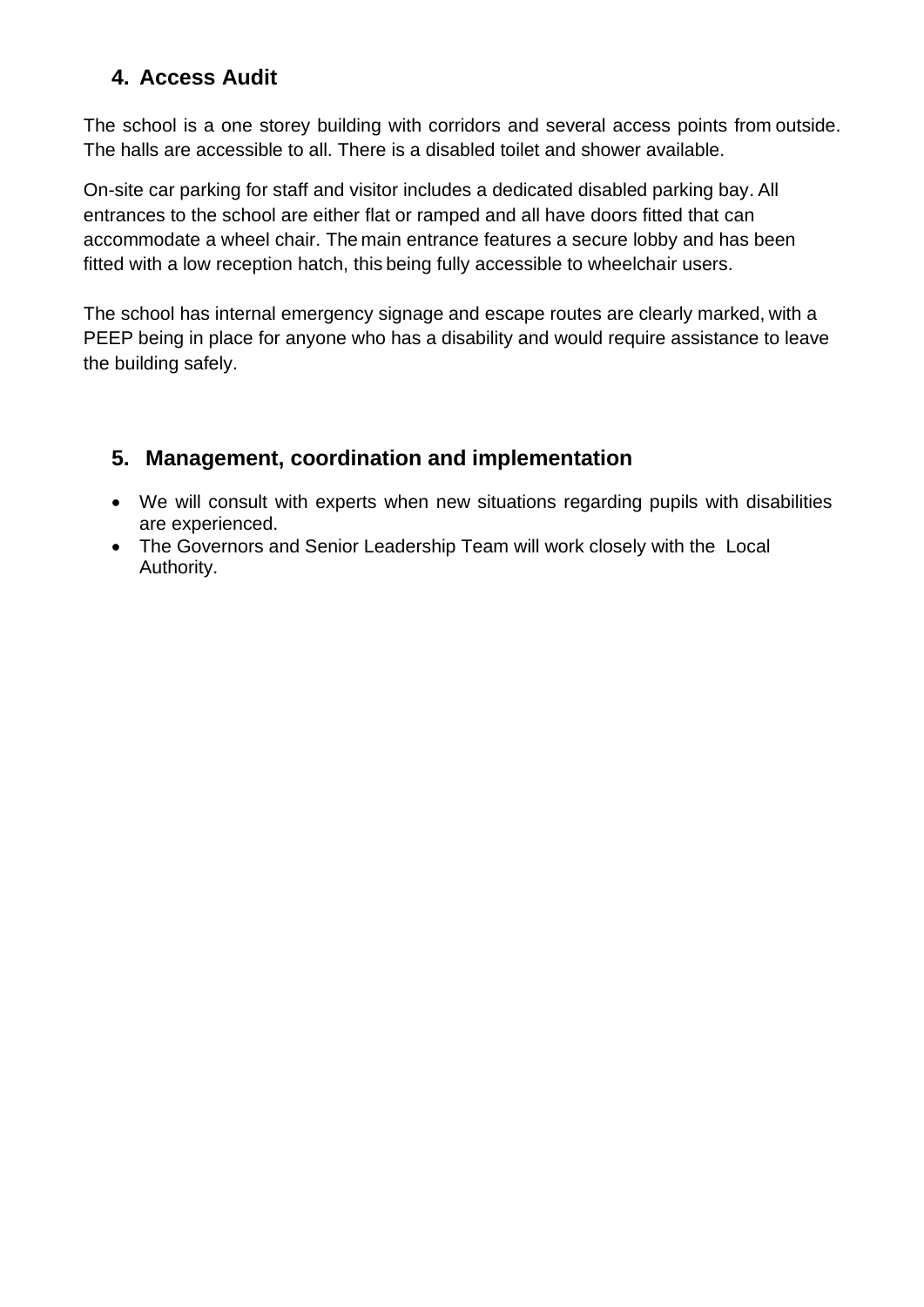## 4. Access Audit

The school is a one storey building with corridors and several access points from outside. The halls are accessible to all. There is a disabled toilet and shower available.

On-site car parking for staff and visitor includes a dedicated disabled parking bay. All entrances to the school are either flat or ramped and all have doors fitted that can accommodate a wheel chair. The main entrance features a secure lobby and has been fitted with a low reception hatch, this being fully accessible to wheelchair users.

The school has internal emergency signage and escape routes are clearly marked, with a PEEP being in place for anyone who has a disability and would require assistance to leave the building safely.

## 5. Management, coordination and implementation

- We will consult with experts when new situations regarding pupils with disabilities are experienced.
- The Governors and Senior Leadership Team will work closely with the Local Authority.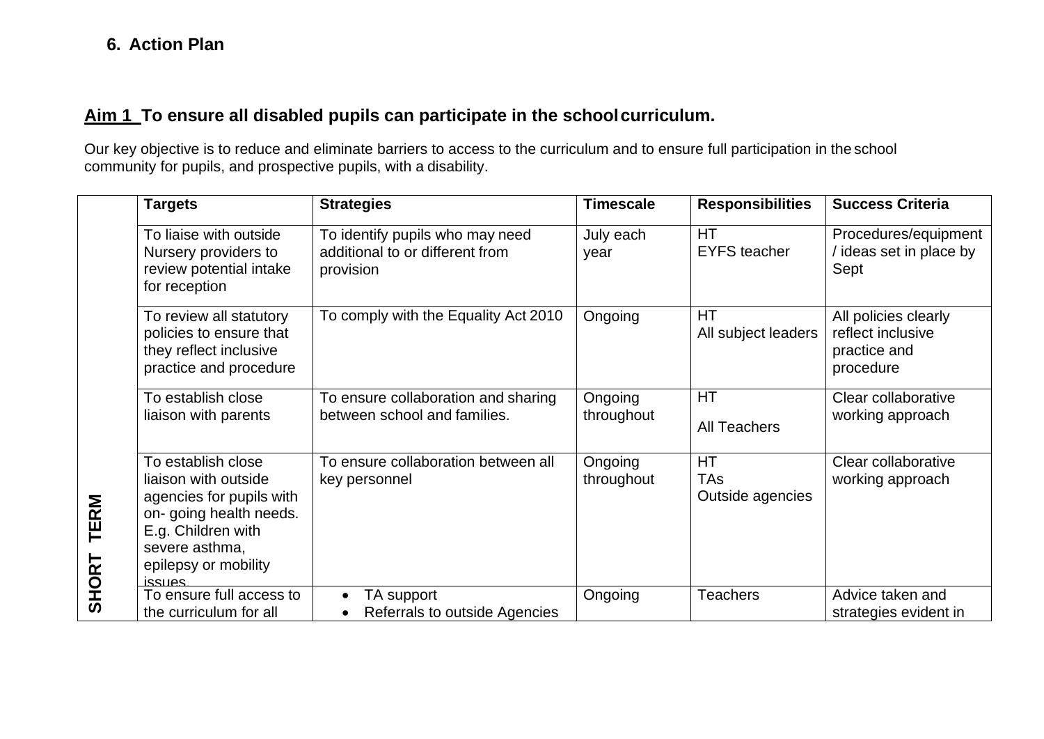## 6. Action Plan

### Aim 1 To ensure all disabled pupils can participate in the school curriculum.

Our key objective is to reduce and eliminate barriers to access to the curriculum and to ensure full participation in the school community for pupils, and prospective pupils, with a disability.

| | Targets | Strategies | Timescale | Responsibilities | Success Criteria |
|---|---|---|---|---|---|
| SHORT TERM | To liaise with outside Nursery providers to review potential intake for reception | To identify pupils who may need additional to or different from provision | July each year | HT<br>EYFS teacher | Procedures/equipment / ideas set in place by Sept |
| | To review all statutory policies to ensure that they reflect inclusive practice and procedure | To comply with the Equality Act 2010 | Ongoing | HT<br>All subject leaders | All policies clearly reflect inclusive practice and procedure |
| | To establish close liaison with parents | To ensure collaboration and sharing between school and families. | Ongoing throughout | HT<br>All Teachers | Clear collaborative working approach |
| | To establish close liaison with outside agencies for pupils with on- going health needs. E.g. Children with severe asthma, epilepsy or mobility issues. | To ensure collaboration between all key personnel | Ongoing throughout | HT<br>TAs<br>Outside agencies | Clear collaborative working approach |
| | To ensure full access to the curriculum for all | • TA support<br>• Referrals to outside Agencies | Ongoing | Teachers | Advice taken and strategies evident in |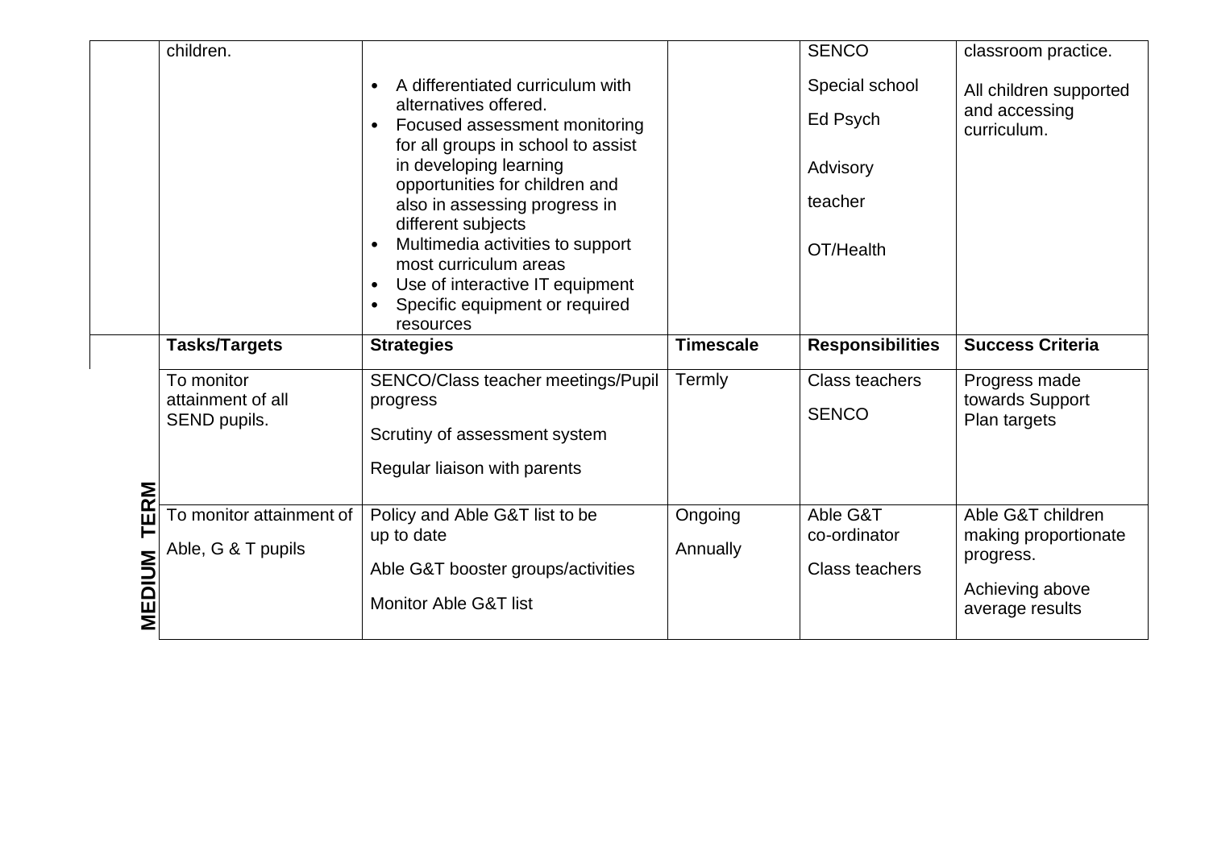| | | | | | |
|---|---|---|---|---|---|
| | children. | • A differentiated curriculum with alternatives offered.<br>• Focused assessment monitoring for all groups in school to assist in developing learning opportunities for children and also in assessing progress in different subjects<br>• Multimedia activities to support most curriculum areas<br>• Use of interactive IT equipment<br>• Specific equipment or required resources | | SENCO<br>Special school<br>Ed Psych<br>Advisory<br>teacher<br>OT/Health | classroom practice.<br>All children supported and accessing curriculum. |
| **MEDIUM TERM** | **Tasks/Targets** | **Strategies** | **Timescale** | **Responsibilities** | **Success Criteria** |
| | To monitor attainment of all SEND pupils. | SENCO/Class teacher meetings/Pupil progress<br>Scrutiny of assessment system<br>Regular liaison with parents | Termly | Class teachers<br>SENCO | Progress made towards Support Plan targets |
| | To monitor attainment of Able, G & T pupils | Policy and Able G&T list to be up to date<br>Able G&T booster groups/activities<br>Monitor Able G&T list | Ongoing<br>Annually | Able G&T co-ordinator<br>Class teachers | Able G&T children making proportionate progress.<br>Achieving above average results |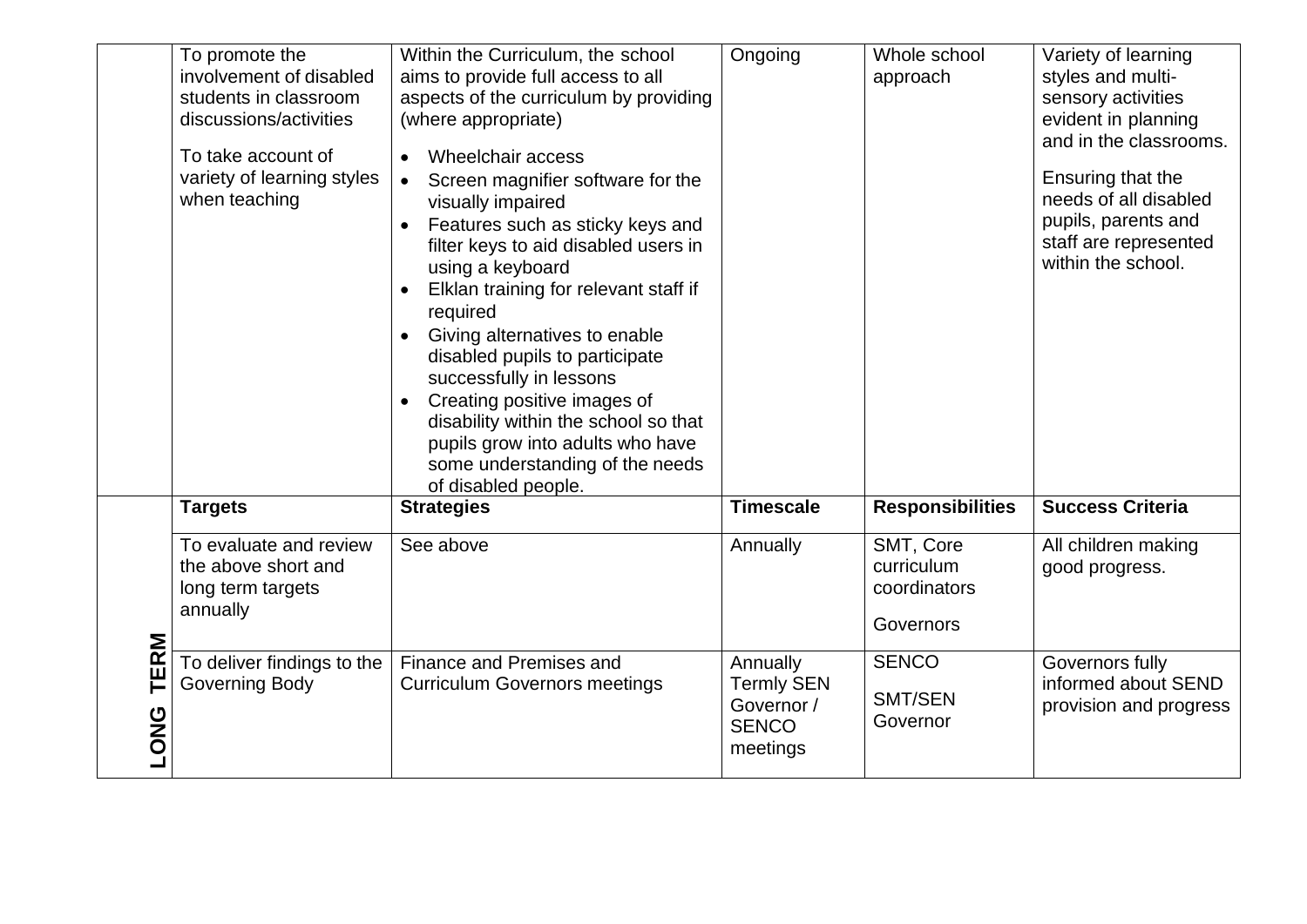| | | | | | |
|---|---|---|---|---|---|
| | To promote the involvement of disabled students in classroom discussions/activities<br><br>To take account of variety of learning styles when teaching | Within the Curriculum, the school aims to provide full access to all aspects of the curriculum by providing (where appropriate)<br>• Wheelchair access<br>• Screen magnifier software for the visually impaired<br>• Features such as sticky keys and filter keys to aid disabled users in using a keyboard<br>• Elklan training for relevant staff if required<br>• Giving alternatives to enable disabled pupils to participate successfully in lessons<br>• Creating positive images of disability within the school so that pupils grow into adults who have some understanding of the needs of disabled people. | Ongoing | Whole school approach | Variety of learning styles and multi-sensory activities evident in planning and in the classrooms.<br><br>Ensuring that the needs of all disabled pupils, parents and staff are represented within the school. |
| **LONG TERM** | **Targets** | **Strategies** | **Timescale** | **Responsibilities** | **Success Criteria** |
| | To evaluate and review the above short and long term targets annually | See above | Annually | SMT, Core curriculum coordinators<br><br>Governors | All children making good progress. |
| | To deliver findings to the Governing Body | Finance and Premises and Curriculum Governors meetings | Annually<br>Termly SEN Governor / SENCO meetings | SENCO<br><br>SMT/SEN Governor | Governors fully informed about SEND provision and progress |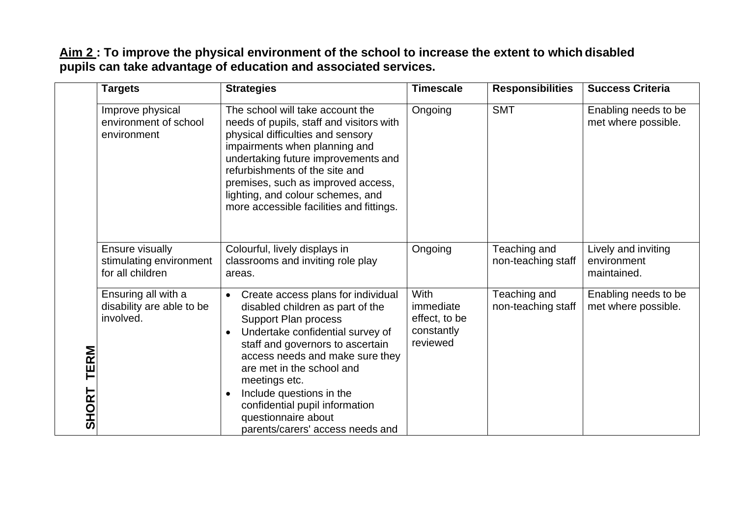**<u>Aim 2</u> : To improve the physical environment of the school to increase the extent to which disabled pupils can take advantage of education and associated services.**

| | Targets | Strategies | Timescale | Responsibilities | Success Criteria |
|---|---|---|---|---|---|
| | Improve physical environment of school environment | The school will take account the needs of pupils, staff and visitors with physical difficulties and sensory impairments when planning and undertaking future improvements and refurbishments of the site and premises, such as improved access, lighting, and colour schemes, and more accessible facilities and fittings. | Ongoing | SMT | Enabling needs to be met where possible. |
| | Ensure visually stimulating environment for all children | Colourful, lively displays in classrooms and inviting role play areas. | Ongoing | Teaching and non-teaching staff | Lively and inviting environment maintained. |
| **SHORT TERM** | Ensuring all with a disability are able to be involved. | • Create access plans for individual disabled children as part of the Support Plan process<br>• Undertake confidential survey of staff and governors to ascertain access needs and make sure they are met in the school and meetings etc.<br>• Include questions in the confidential pupil information questionnaire about parents/carers' access needs and | With immediate effect, to be constantly reviewed | Teaching and non-teaching staff | Enabling needs to be met where possible. |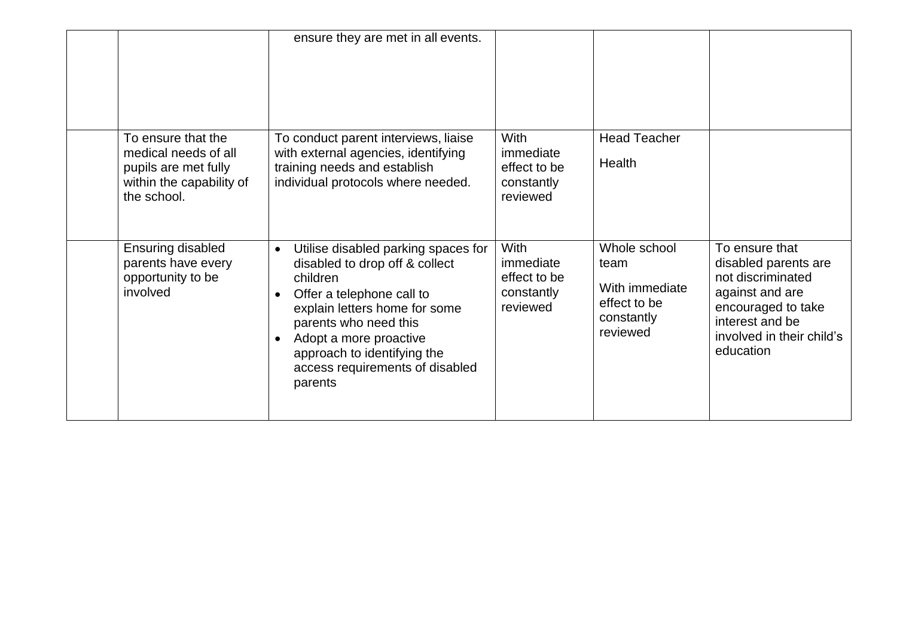| | | | | | |
|---|---|---|---|---|---|
| | | ensure they are met in all events. | | | |
| | To ensure that the medical needs of all pupils are met fully within the capability of the school. | To conduct parent interviews, liaise with external agencies, identifying training needs and establish individual protocols where needed. | With immediate effect to be constantly reviewed | Head Teacher<br>Health | |
| | Ensuring disabled parents have every opportunity to be involved | • Utilise disabled parking spaces for disabled to drop off & collect children<br>• Offer a telephone call to explain letters home for some parents who need this<br>• Adopt a more proactive approach to identifying the access requirements of disabled parents | With immediate effect to be constantly reviewed | Whole school team<br>With immediate effect to be constantly reviewed | To ensure that disabled parents are not discriminated against and are encouraged to take interest and be involved in their child's education |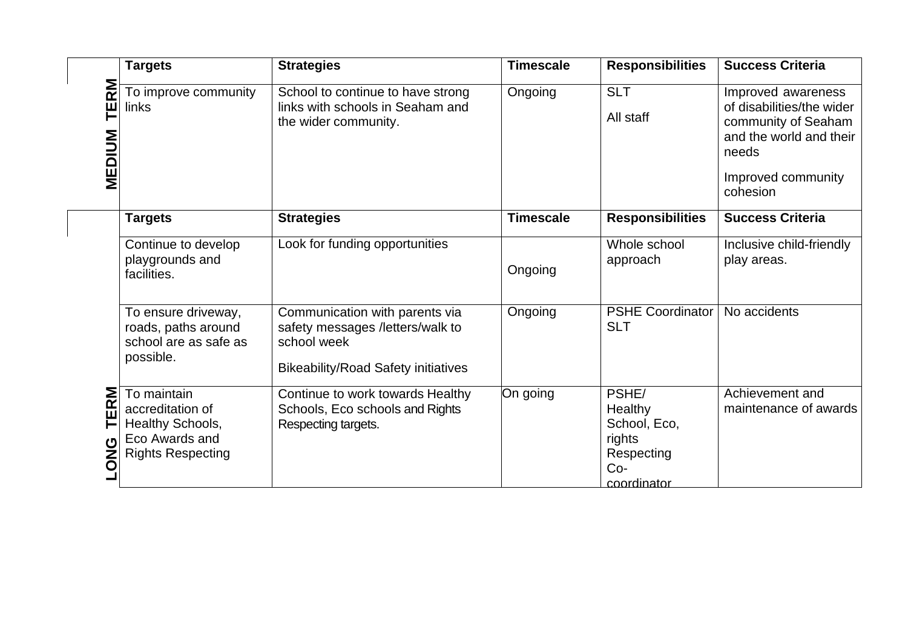## MEDIUM TERM

| Targets | Strategies | Timescale | Responsibilities | Success Criteria |
|---|---|---|---|---|
| To improve community links | School to continue to have strong links with schools in Seaham and the wider community. | Ongoing | SLT<br><br>All staff | Improved awareness of disabilities/the wider community of Seaham and the world and their needs<br><br>Improved community cohesion |

## LONG TERM

| Targets | Strategies | Timescale | Responsibilities | Success Criteria |
|---|---|---|---|---|
| Continue to develop playgrounds and facilities. | Look for funding opportunities | Ongoing | Whole school approach | Inclusive child-friendly play areas. |
| To ensure driveway, roads, paths around school are as safe as possible. | Communication with parents via safety messages /letters/walk to school week<br><br>Bikeability/Road Safety initiatives | Ongoing | PSHE Coordinator SLT | No accidents |
| To maintain accreditation of Healthy Schools, Eco Awards and Rights Respecting | Continue to work towards Healthy Schools, Eco schools and Rights Respecting targets. | On going | PSHE/ Healthy School, Eco, rights Respecting Co-coordinator | Achievement and maintenance of awards |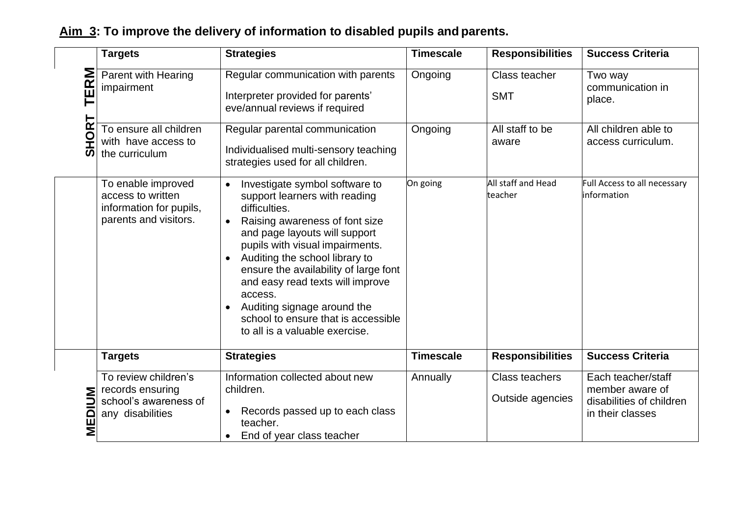**Aim 3: To improve the delivery of information to disabled pupils and parents.**

| | Targets | Strategies | Timescale | Responsibilities | Success Criteria |
|---|---|---|---|---|---|
| SHORT TERM | Parent with Hearing impairment | Regular communication with parents<br><br>Interpreter provided for parents' eve/annual reviews if required | Ongoing | Class teacher<br><br>SMT | Two way communication in place. |
| | To ensure all children with have access to the curriculum | Regular parental communication<br><br>Individualised multi-sensory teaching strategies used for all children. | Ongoing | All staff to be aware | All children able to access curriculum. |
| | To enable improved access to written information for pupils, parents and visitors. | • Investigate symbol software to support learners with reading difficulties.<br>• Raising awareness of font size and page layouts will support pupils with visual impairments.<br>• Auditing the school library to ensure the availability of large font and easy read texts will improve access.<br>• Auditing signage around the school to ensure that is accessible to all is a valuable exercise. | On going | All staff and Head teacher | Full Access to all necessary information |
| | **Targets** | **Strategies** | **Timescale** | **Responsibilities** | **Success Criteria** |
| MEDIUM | To review children's records ensuring school's awareness of any disabilities | Information collected about new children.<br>• Records passed up to each class teacher.<br>• End of year class teacher | Annually | Class teachers<br><br>Outside agencies | Each teacher/staff member aware of disabilities of children in their classes |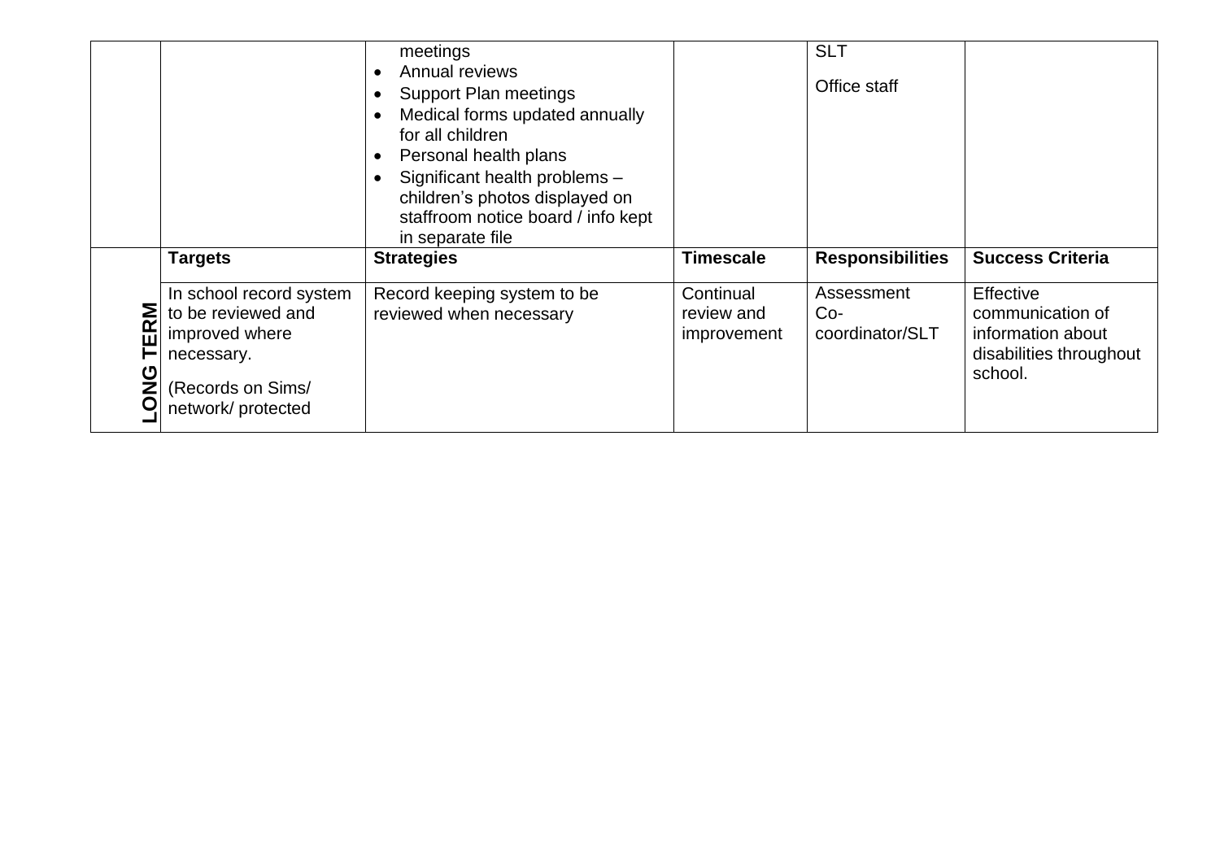| | | | | | |
|---|---|---|---|---|---|
| | | meetings<br>• Annual reviews<br>• Support Plan meetings<br>• Medical forms updated annually for all children<br>• Personal health plans<br>• Significant health problems – children's photos displayed on staffroom notice board / info kept in separate file | | SLT<br><br>Office staff | |
| | **Targets** | **Strategies** | **Timescale** | **Responsibilities** | **Success Criteria** |
| **LONG TERM** | In school record system to be reviewed and improved where necessary.<br><br>(Records on Sims/ network/ protected | Record keeping system to be reviewed when necessary | Continual review and improvement | Assessment Co-coordinator/SLT | Effective communication of information about disabilities throughout school. |